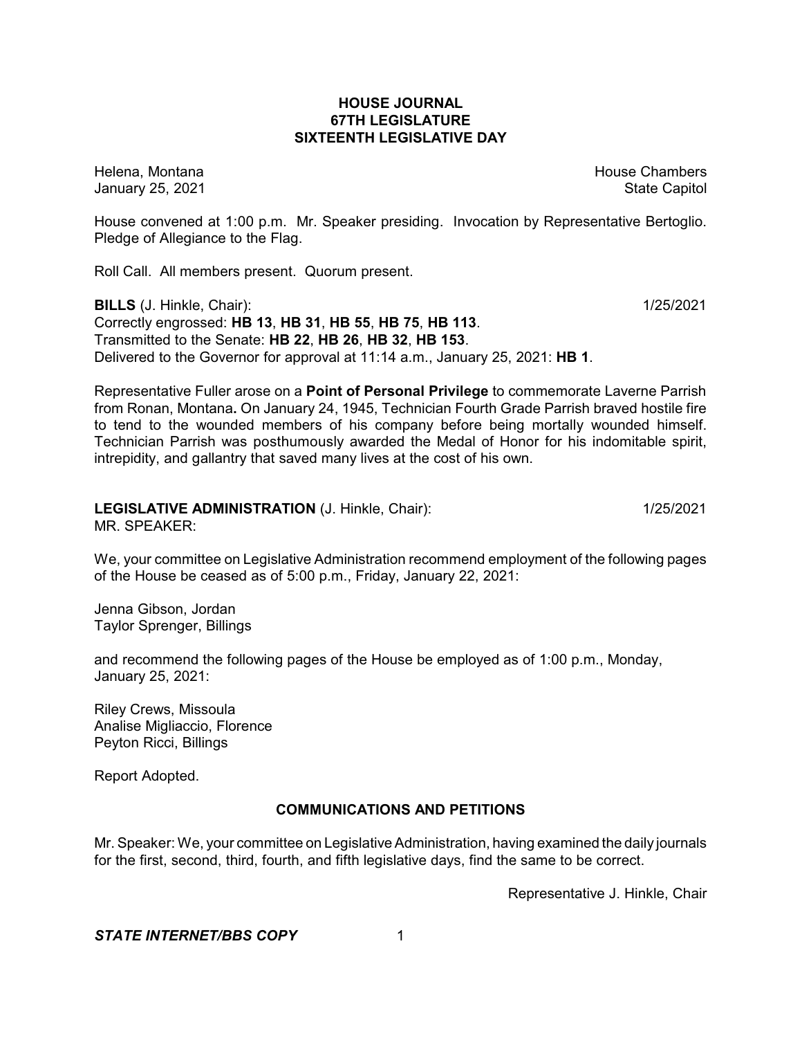# HOUSE JOURNAL
## 67TH LEGISLATURE
## SIXTEENTH LEGISLATIVE DAY

Helena, Montana House Chambers
January 25, 2021 State Capitol

House convened at 1:00 p.m. Mr. Speaker presiding. Invocation by Representative Bertoglio. Pledge of Allegiance to the Flag.

Roll Call. All members present. Quorum present.

**BILLS** (J. Hinkle, Chair): 1/25/2021
Correctly engrossed: **HB 13**, **HB 31**, **HB 55**, **HB 75**, **HB 113**.
Transmitted to the Senate: **HB 22**, **HB 26**, **HB 32**, **HB 153**.
Delivered to the Governor for approval at 11:14 a.m., January 25, 2021: **HB 1**.

Representative Fuller arose on a **Point of Personal Privilege** to commemorate Laverne Parrish from Ronan, Montana**.** On January 24, 1945, Technician Fourth Grade Parrish braved hostile fire to tend to the wounded members of his company before being mortally wounded himself. Technician Parrish was posthumously awarded the Medal of Honor for his indomitable spirit, intrepidity, and gallantry that saved many lives at the cost of his own.

**LEGISLATIVE ADMINISTRATION** (J. Hinkle, Chair): 1/25/2021
MR. SPEAKER:

We, your committee on Legislative Administration recommend employment of the following pages of the House be ceased as of 5:00 p.m., Friday, January 22, 2021:

Jenna Gibson, Jordan
Taylor Sprenger, Billings

and recommend the following pages of the House be employed as of 1:00 p.m., Monday, January 25, 2021:

Riley Crews, Missoula
Analise Migliaccio, Florence
Peyton Ricci, Billings

Report Adopted.

### COMMUNICATIONS AND PETITIONS

Mr. Speaker: We, your committee on Legislative Administration, having examined the daily journals for the first, second, third, fourth, and fifth legislative days, find the same to be correct.

Representative J. Hinkle, Chair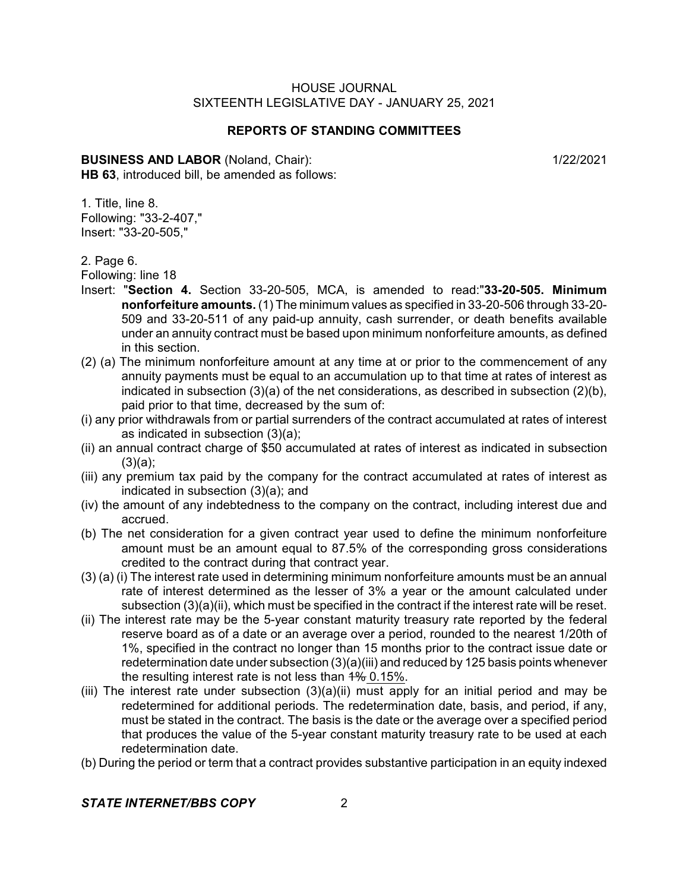HOUSE JOURNAL
SIXTEENTH LEGISLATIVE DAY - JANUARY 25, 2021

## REPORTS OF STANDING COMMITTEES

**BUSINESS AND LABOR** (Noland, Chair): 1/22/2021

**HB 63**, introduced bill, be amended as follows:

1. Title, line 8.
Following: "33-2-407,"
Insert: "33-20-505,"

2. Page 6.
Following: line 18
Insert: "**Section 4.** Section 33-20-505, MCA, is amended to read:"**33-20-505. Minimum nonforfeiture amounts.** (1) The minimum values as specified in 33-20-506 through 33-20-509 and 33-20-511 of any paid-up annuity, cash surrender, or death benefits available under an annuity contract must be based upon minimum nonforfeiture amounts, as defined in this section.

(2) (a) The minimum nonforfeiture amount at any time at or prior to the commencement of any annuity payments must be equal to an accumulation up to that time at rates of interest as indicated in subsection (3)(a) of the net considerations, as described in subsection (2)(b), paid prior to that time, decreased by the sum of:

(i) any prior withdrawals from or partial surrenders of the contract accumulated at rates of interest as indicated in subsection (3)(a);

(ii) an annual contract charge of $50 accumulated at rates of interest as indicated in subsection (3)(a);

(iii) any premium tax paid by the company for the contract accumulated at rates of interest as indicated in subsection (3)(a); and

(iv) the amount of any indebtedness to the company on the contract, including interest due and accrued.

(b) The net consideration for a given contract year used to define the minimum nonforfeiture amount must be an amount equal to 87.5% of the corresponding gross considerations credited to the contract during that contract year.

(3) (a) (i) The interest rate used in determining minimum nonforfeiture amounts must be an annual rate of interest determined as the lesser of 3% a year or the amount calculated under subsection (3)(a)(ii), which must be specified in the contract if the interest rate will be reset.

(ii) The interest rate may be the 5-year constant maturity treasury rate reported by the federal reserve board as of a date or an average over a period, rounded to the nearest 1/20th of 1%, specified in the contract no longer than 15 months prior to the contract issue date or redetermination date under subsection (3)(a)(iii) and reduced by 125 basis points whenever the resulting interest rate is not less than ~~1%~~ <u>0.15%</u>.

(iii) The interest rate under subsection (3)(a)(ii) must apply for an initial period and may be redetermined for additional periods. The redetermination date, basis, and period, if any, must be stated in the contract. The basis is the date or the average over a specified period that produces the value of the 5-year constant maturity treasury rate to be used at each redetermination date.

(b) During the period or term that a contract provides substantive participation in an equity indexed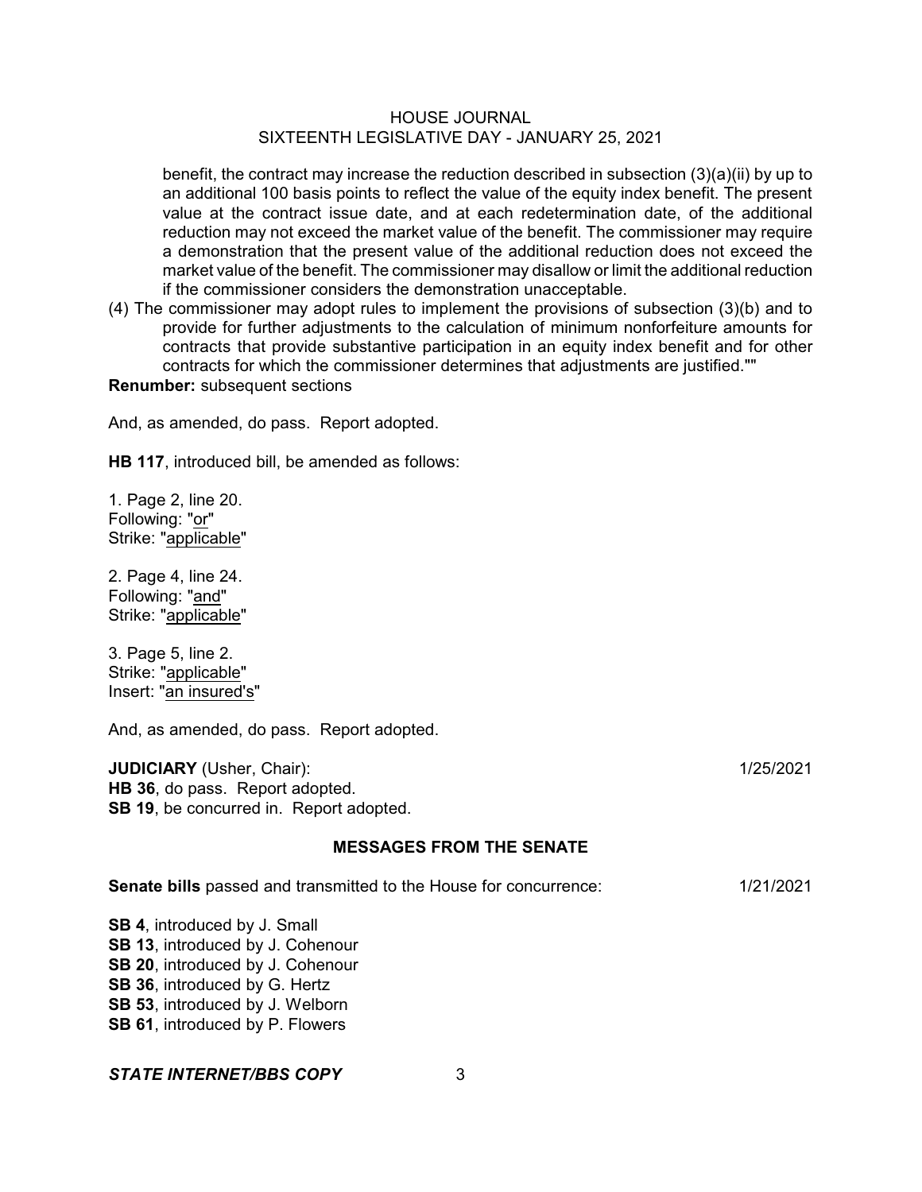benefit, the contract may increase the reduction described in subsection (3)(a)(ii) by up to an additional 100 basis points to reflect the value of the equity index benefit. The present value at the contract issue date, and at each redetermination date, of the additional reduction may not exceed the market value of the benefit. The commissioner may require a demonstration that the present value of the additional reduction does not exceed the market value of the benefit. The commissioner may disallow or limit the additional reduction if the commissioner considers the demonstration unacceptable.

(4) The commissioner may adopt rules to implement the provisions of subsection (3)(b) and to provide for further adjustments to the calculation of minimum nonforfeiture amounts for contracts that provide substantive participation in an equity index benefit and for other contracts for which the commissioner determines that adjustments are justified.""

**Renumber:** subsequent sections

And, as amended, do pass. Report adopted.

**HB 117**, introduced bill, be amended as follows:

1. Page 2, line 20.
Following: "or"
Strike: "applicable"

2. Page 4, line 24.
Following: "and"
Strike: "applicable"

3. Page 5, line 2.
Strike: "applicable"
Insert: "an insured's"

And, as amended, do pass. Report adopted.

**JUDICIARY** (Usher, Chair): 1/25/2021
**HB 36**, do pass. Report adopted.
**SB 19**, be concurred in. Report adopted.

## MESSAGES FROM THE SENATE

**Senate bills** passed and transmitted to the House for concurrence: 1/21/2021

**SB 4**, introduced by J. Small
**SB 13**, introduced by J. Cohenour
**SB 20**, introduced by J. Cohenour
**SB 36**, introduced by G. Hertz
**SB 53**, introduced by J. Welborn
**SB 61**, introduced by P. Flowers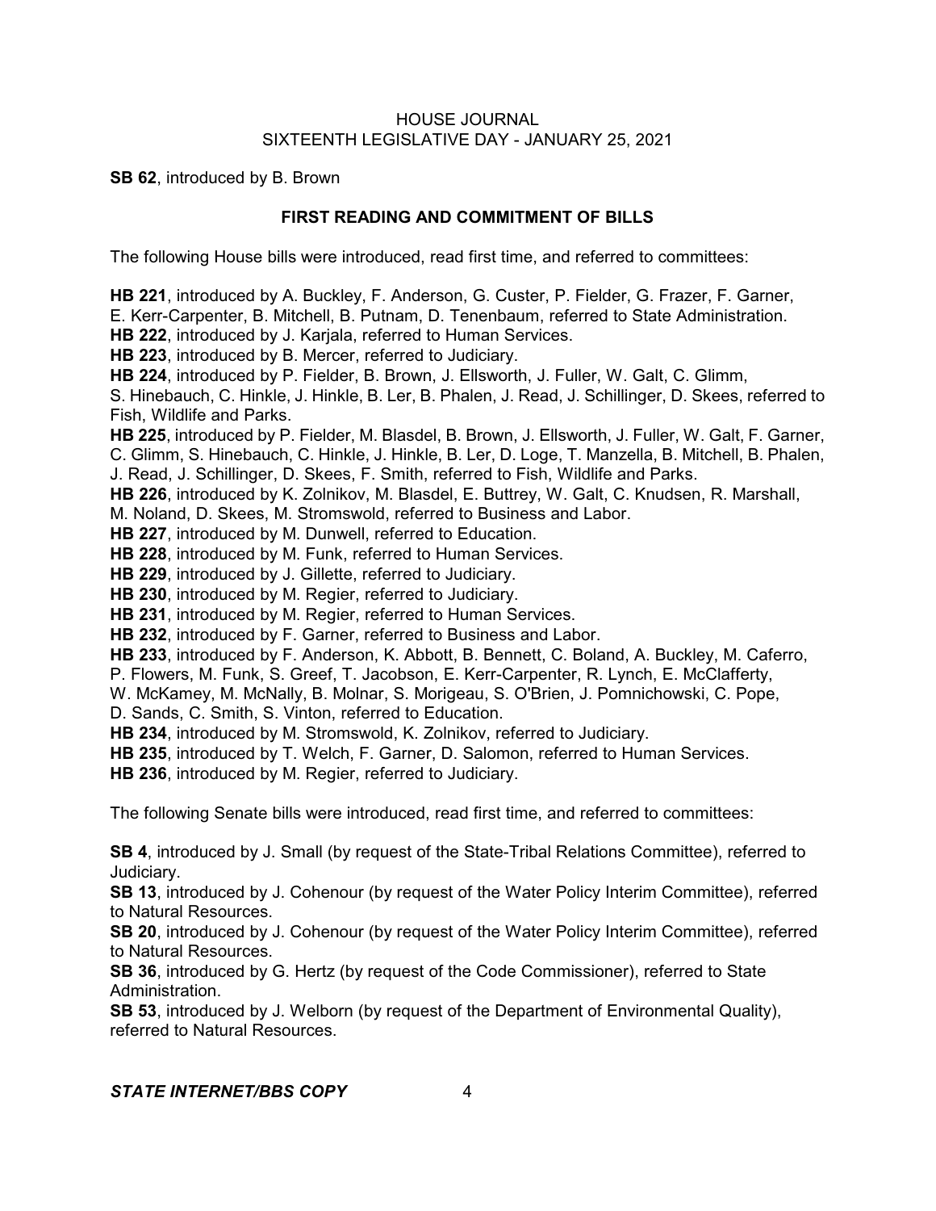**SB 62**, introduced by B. Brown

## FIRST READING AND COMMITMENT OF BILLS

The following House bills were introduced, read first time, and referred to committees:

**HB 221**, introduced by A. Buckley, F. Anderson, G. Custer, P. Fielder, G. Frazer, F. Garner, E. Kerr-Carpenter, B. Mitchell, B. Putnam, D. Tenenbaum, referred to State Administration.
**HB 222**, introduced by J. Karjala, referred to Human Services.
**HB 223**, introduced by B. Mercer, referred to Judiciary.
**HB 224**, introduced by P. Fielder, B. Brown, J. Ellsworth, J. Fuller, W. Galt, C. Glimm, S. Hinebauch, C. Hinkle, J. Hinkle, B. Ler, B. Phalen, J. Read, J. Schillinger, D. Skees, referred to Fish, Wildlife and Parks.
**HB 225**, introduced by P. Fielder, M. Blasdel, B. Brown, J. Ellsworth, J. Fuller, W. Galt, F. Garner, C. Glimm, S. Hinebauch, C. Hinkle, J. Hinkle, B. Ler, D. Loge, T. Manzella, B. Mitchell, B. Phalen, J. Read, J. Schillinger, D. Skees, F. Smith, referred to Fish, Wildlife and Parks.
**HB 226**, introduced by K. Zolnikov, M. Blasdel, E. Buttrey, W. Galt, C. Knudsen, R. Marshall, M. Noland, D. Skees, M. Stromswold, referred to Business and Labor.
**HB 227**, introduced by M. Dunwell, referred to Education.
**HB 228**, introduced by M. Funk, referred to Human Services.
**HB 229**, introduced by J. Gillette, referred to Judiciary.
**HB 230**, introduced by M. Regier, referred to Judiciary.
**HB 231**, introduced by M. Regier, referred to Human Services.
**HB 232**, introduced by F. Garner, referred to Business and Labor.
**HB 233**, introduced by F. Anderson, K. Abbott, B. Bennett, C. Boland, A. Buckley, M. Caferro, P. Flowers, M. Funk, S. Greef, T. Jacobson, E. Kerr-Carpenter, R. Lynch, E. McClafferty, W. McKamey, M. McNally, B. Molnar, S. Morigeau, S. O'Brien, J. Pomnichowski, C. Pope, D. Sands, C. Smith, S. Vinton, referred to Education.
**HB 234**, introduced by M. Stromswold, K. Zolnikov, referred to Judiciary.
**HB 235**, introduced by T. Welch, F. Garner, D. Salomon, referred to Human Services.
**HB 236**, introduced by M. Regier, referred to Judiciary.

The following Senate bills were introduced, read first time, and referred to committees:

**SB 4**, introduced by J. Small (by request of the State-Tribal Relations Committee), referred to Judiciary.
**SB 13**, introduced by J. Cohenour (by request of the Water Policy Interim Committee), referred to Natural Resources.
**SB 20**, introduced by J. Cohenour (by request of the Water Policy Interim Committee), referred to Natural Resources.
**SB 36**, introduced by G. Hertz (by request of the Code Commissioner), referred to State Administration.
**SB 53**, introduced by J. Welborn (by request of the Department of Environmental Quality), referred to Natural Resources.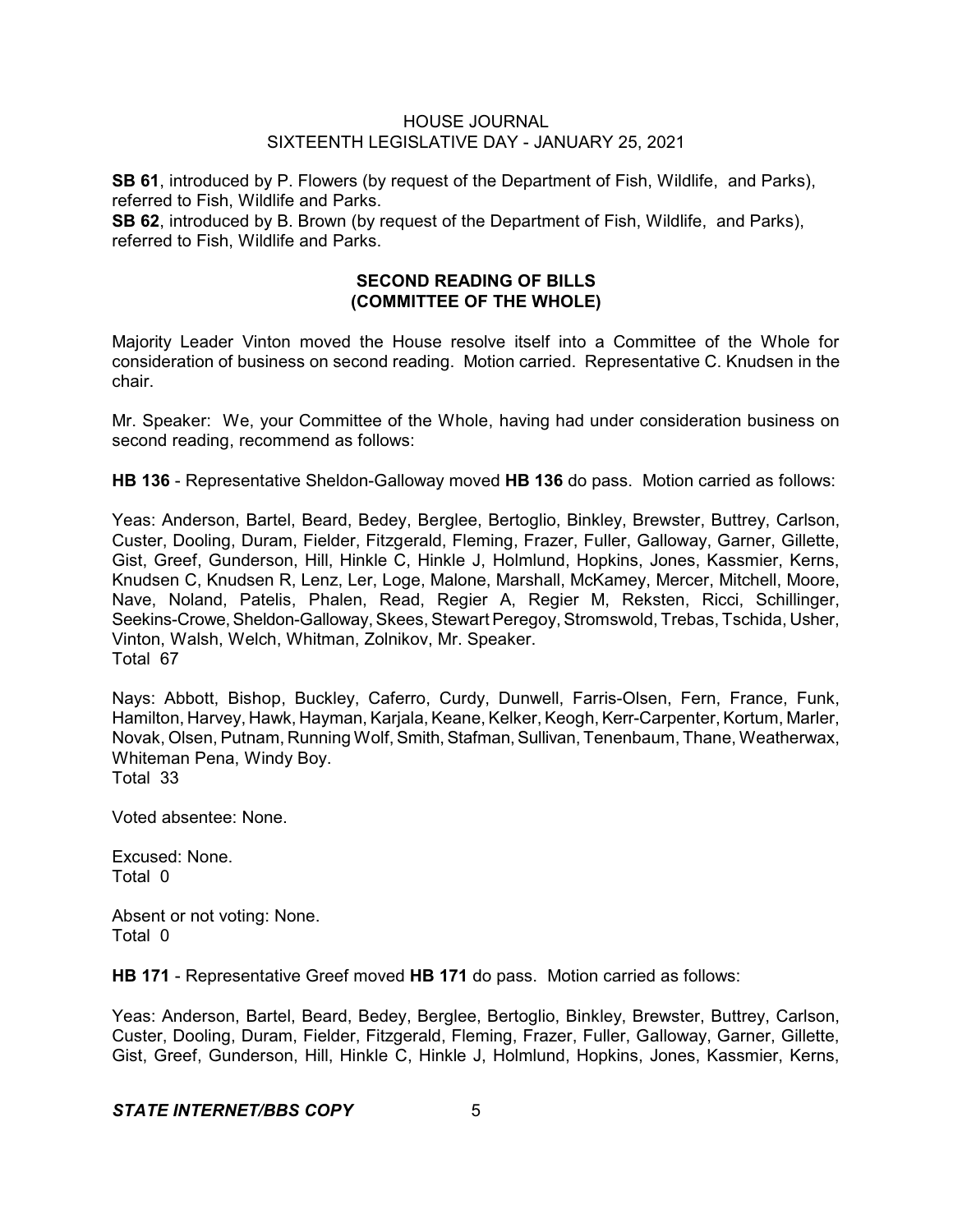**SB 61**, introduced by P. Flowers (by request of the Department of Fish, Wildlife, and Parks), referred to Fish, Wildlife and Parks.
**SB 62**, introduced by B. Brown (by request of the Department of Fish, Wildlife, and Parks), referred to Fish, Wildlife and Parks.

## SECOND READING OF BILLS
## (COMMITTEE OF THE WHOLE)

Majority Leader Vinton moved the House resolve itself into a Committee of the Whole for consideration of business on second reading. Motion carried. Representative C. Knudsen in the chair.

Mr. Speaker: We, your Committee of the Whole, having had under consideration business on second reading, recommend as follows:

**HB 136** - Representative Sheldon-Galloway moved **HB 136** do pass. Motion carried as follows:

Yeas: Anderson, Bartel, Beard, Bedey, Berglee, Bertoglio, Binkley, Brewster, Buttrey, Carlson, Custer, Dooling, Duram, Fielder, Fitzgerald, Fleming, Frazer, Fuller, Galloway, Garner, Gillette, Gist, Greef, Gunderson, Hill, Hinkle C, Hinkle J, Holmlund, Hopkins, Jones, Kassmier, Kerns, Knudsen C, Knudsen R, Lenz, Ler, Loge, Malone, Marshall, McKamey, Mercer, Mitchell, Moore, Nave, Noland, Patelis, Phalen, Read, Regier A, Regier M, Reksten, Ricci, Schillinger, Seekins-Crowe, Sheldon-Galloway, Skees, Stewart Peregoy, Stromswold, Trebas, Tschida, Usher, Vinton, Walsh, Welch, Whitman, Zolnikov, Mr. Speaker.
Total 67

Nays: Abbott, Bishop, Buckley, Caferro, Curdy, Dunwell, Farris-Olsen, Fern, France, Funk, Hamilton, Harvey, Hawk, Hayman, Karjala, Keane, Kelker, Keogh, Kerr-Carpenter, Kortum, Marler, Novak, Olsen, Putnam, Running Wolf, Smith, Stafman, Sullivan, Tenenbaum, Thane, Weatherwax, Whiteman Pena, Windy Boy.
Total 33

Voted absentee: None.

Excused: None.
Total 0

Absent or not voting: None.
Total 0

**HB 171** - Representative Greef moved **HB 171** do pass. Motion carried as follows:

Yeas: Anderson, Bartel, Beard, Bedey, Berglee, Bertoglio, Binkley, Brewster, Buttrey, Carlson, Custer, Dooling, Duram, Fielder, Fitzgerald, Fleming, Frazer, Fuller, Galloway, Garner, Gillette, Gist, Greef, Gunderson, Hill, Hinkle C, Hinkle J, Holmlund, Hopkins, Jones, Kassmier, Kerns,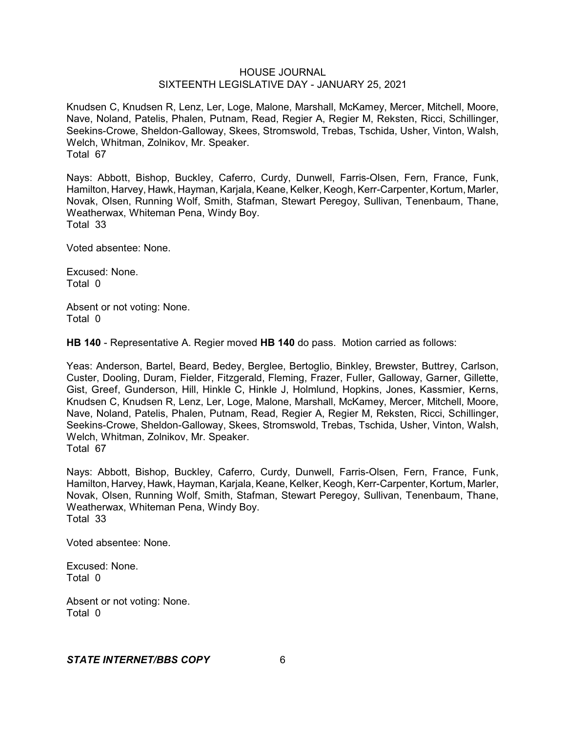Knudsen C, Knudsen R, Lenz, Ler, Loge, Malone, Marshall, McKamey, Mercer, Mitchell, Moore, Nave, Noland, Patelis, Phalen, Putnam, Read, Regier A, Regier M, Reksten, Ricci, Schillinger, Seekins-Crowe, Sheldon-Galloway, Skees, Stromswold, Trebas, Tschida, Usher, Vinton, Walsh, Welch, Whitman, Zolnikov, Mr. Speaker.
Total 67

Nays: Abbott, Bishop, Buckley, Caferro, Curdy, Dunwell, Farris-Olsen, Fern, France, Funk, Hamilton, Harvey, Hawk, Hayman, Karjala, Keane, Kelker, Keogh, Kerr-Carpenter, Kortum, Marler, Novak, Olsen, Running Wolf, Smith, Stafman, Stewart Peregoy, Sullivan, Tenenbaum, Thane, Weatherwax, Whiteman Pena, Windy Boy.
Total 33

Voted absentee: None.

Excused: None.
Total 0

Absent or not voting: None.
Total 0

**HB 140** - Representative A. Regier moved **HB 140** do pass. Motion carried as follows:

Yeas: Anderson, Bartel, Beard, Bedey, Berglee, Bertoglio, Binkley, Brewster, Buttrey, Carlson, Custer, Dooling, Duram, Fielder, Fitzgerald, Fleming, Frazer, Fuller, Galloway, Garner, Gillette, Gist, Greef, Gunderson, Hill, Hinkle C, Hinkle J, Holmlund, Hopkins, Jones, Kassmier, Kerns, Knudsen C, Knudsen R, Lenz, Ler, Loge, Malone, Marshall, McKamey, Mercer, Mitchell, Moore, Nave, Noland, Patelis, Phalen, Putnam, Read, Regier A, Regier M, Reksten, Ricci, Schillinger, Seekins-Crowe, Sheldon-Galloway, Skees, Stromswold, Trebas, Tschida, Usher, Vinton, Walsh, Welch, Whitman, Zolnikov, Mr. Speaker.
Total 67

Nays: Abbott, Bishop, Buckley, Caferro, Curdy, Dunwell, Farris-Olsen, Fern, France, Funk, Hamilton, Harvey, Hawk, Hayman, Karjala, Keane, Kelker, Keogh, Kerr-Carpenter, Kortum, Marler, Novak, Olsen, Running Wolf, Smith, Stafman, Stewart Peregoy, Sullivan, Tenenbaum, Thane, Weatherwax, Whiteman Pena, Windy Boy.
Total 33

Voted absentee: None.

Excused: None.
Total 0

Absent or not voting: None.
Total 0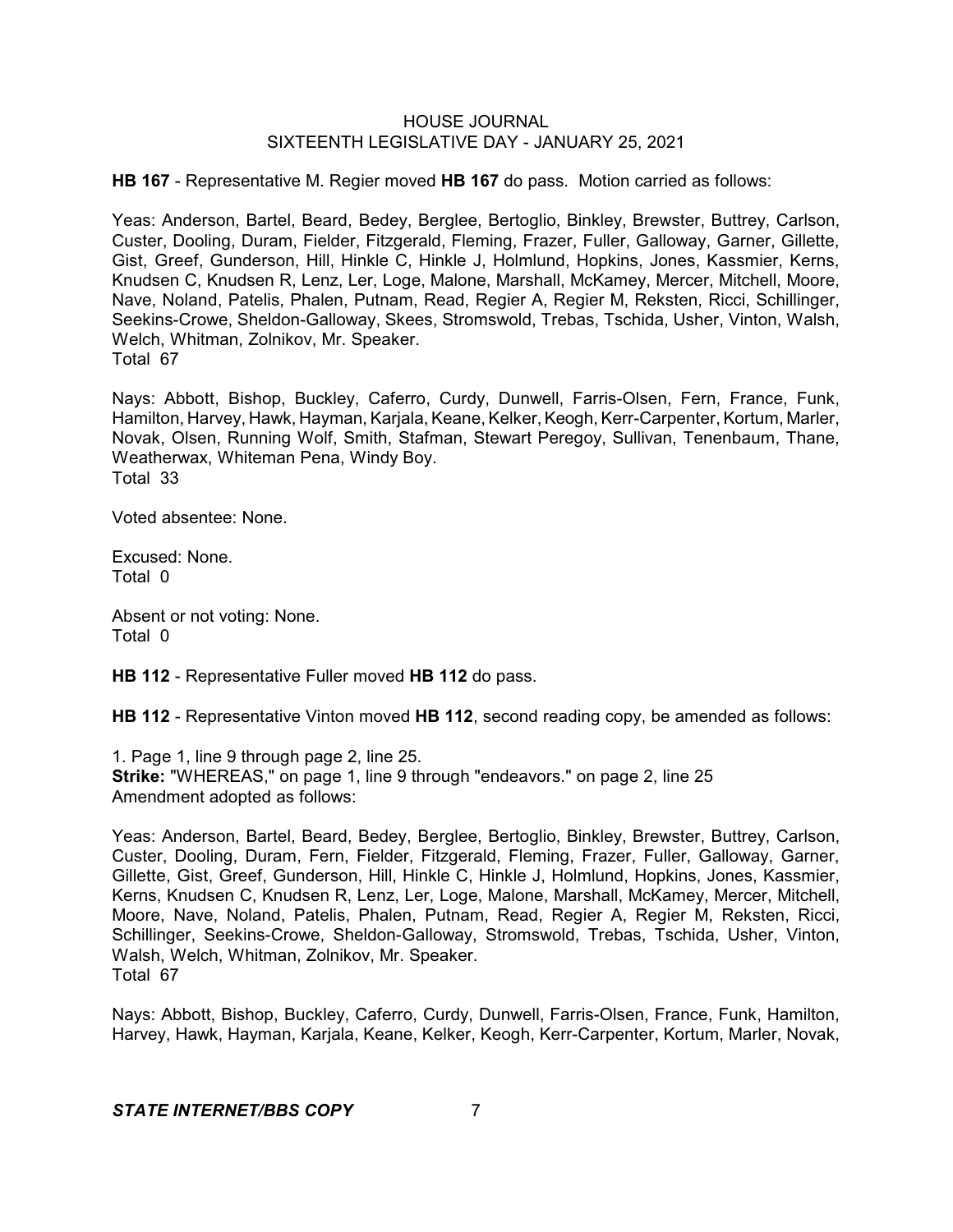**HB 167** - Representative M. Regier moved **HB 167** do pass. Motion carried as follows:

Yeas: Anderson, Bartel, Beard, Bedey, Berglee, Bertoglio, Binkley, Brewster, Buttrey, Carlson, Custer, Dooling, Duram, Fielder, Fitzgerald, Fleming, Frazer, Fuller, Galloway, Garner, Gillette, Gist, Greef, Gunderson, Hill, Hinkle C, Hinkle J, Holmlund, Hopkins, Jones, Kassmier, Kerns, Knudsen C, Knudsen R, Lenz, Ler, Loge, Malone, Marshall, McKamey, Mercer, Mitchell, Moore, Nave, Noland, Patelis, Phalen, Putnam, Read, Regier A, Regier M, Reksten, Ricci, Schillinger, Seekins-Crowe, Sheldon-Galloway, Skees, Stromswold, Trebas, Tschida, Usher, Vinton, Walsh, Welch, Whitman, Zolnikov, Mr. Speaker.
Total 67

Nays: Abbott, Bishop, Buckley, Caferro, Curdy, Dunwell, Farris-Olsen, Fern, France, Funk, Hamilton, Harvey, Hawk, Hayman, Karjala, Keane, Kelker, Keogh, Kerr-Carpenter, Kortum, Marler, Novak, Olsen, Running Wolf, Smith, Stafman, Stewart Peregoy, Sullivan, Tenenbaum, Thane, Weatherwax, Whiteman Pena, Windy Boy.
Total 33

Voted absentee: None.

Excused: None.
Total 0

Absent or not voting: None.
Total 0

**HB 112** - Representative Fuller moved **HB 112** do pass.

**HB 112** - Representative Vinton moved **HB 112**, second reading copy, be amended as follows:

1. Page 1, line 9 through page 2, line 25.
**Strike:** "WHEREAS," on page 1, line 9 through "endeavors." on page 2, line 25
Amendment adopted as follows:

Yeas: Anderson, Bartel, Beard, Bedey, Berglee, Bertoglio, Binkley, Brewster, Buttrey, Carlson, Custer, Dooling, Duram, Fern, Fielder, Fitzgerald, Fleming, Frazer, Fuller, Galloway, Garner, Gillette, Gist, Greef, Gunderson, Hill, Hinkle C, Hinkle J, Holmlund, Hopkins, Jones, Kassmier, Kerns, Knudsen C, Knudsen R, Lenz, Ler, Loge, Malone, Marshall, McKamey, Mercer, Mitchell, Moore, Nave, Noland, Patelis, Phalen, Putnam, Read, Regier A, Regier M, Reksten, Ricci, Schillinger, Seekins-Crowe, Sheldon-Galloway, Stromswold, Trebas, Tschida, Usher, Vinton, Walsh, Welch, Whitman, Zolnikov, Mr. Speaker.
Total 67

Nays: Abbott, Bishop, Buckley, Caferro, Curdy, Dunwell, Farris-Olsen, France, Funk, Hamilton, Harvey, Hawk, Hayman, Karjala, Keane, Kelker, Keogh, Kerr-Carpenter, Kortum, Marler, Novak,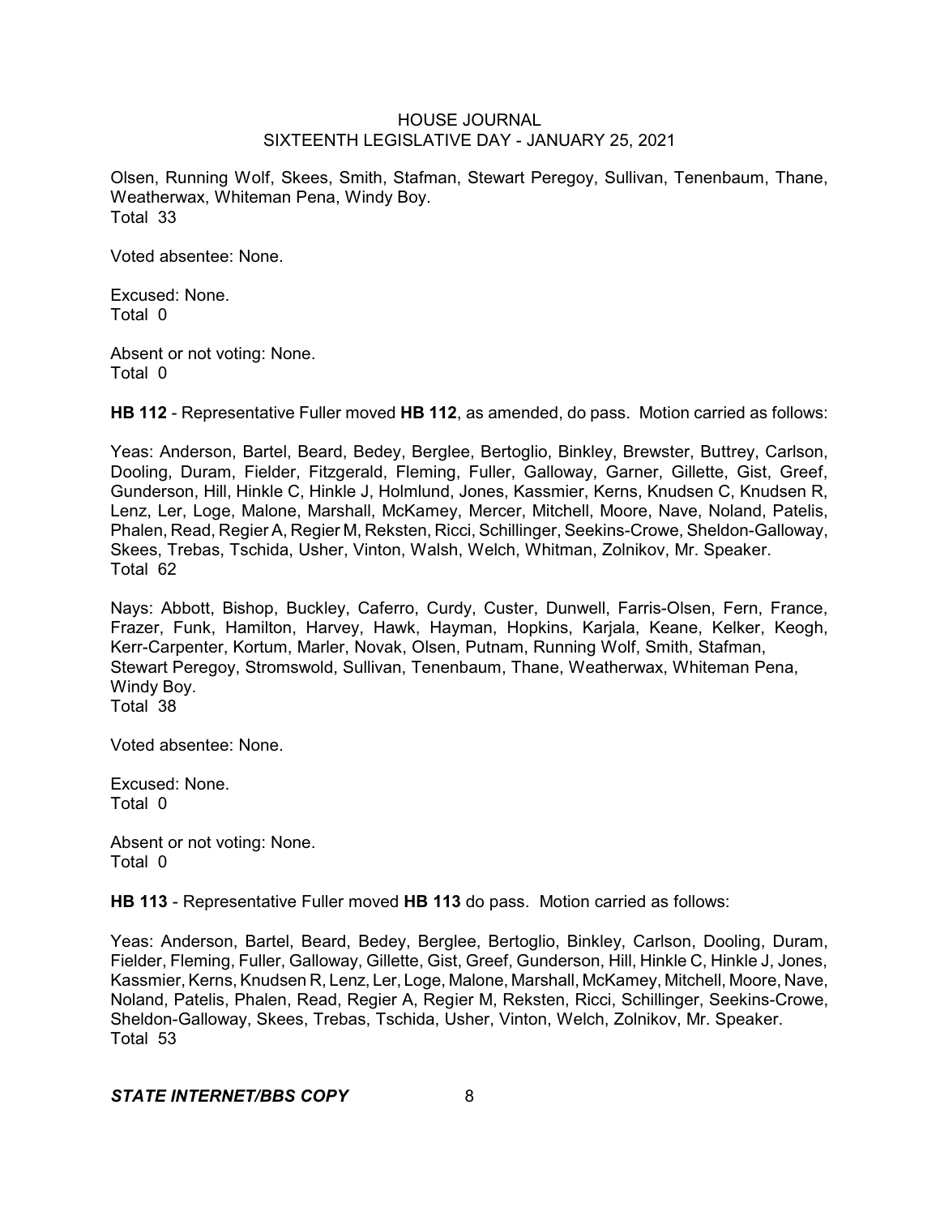Olsen, Running Wolf, Skees, Smith, Stafman, Stewart Peregoy, Sullivan, Tenenbaum, Thane, Weatherwax, Whiteman Pena, Windy Boy.
Total 33

Voted absentee: None.

Excused: None.
Total 0

Absent or not voting: None.
Total 0

**HB 112** - Representative Fuller moved **HB 112**, as amended, do pass. Motion carried as follows:

Yeas: Anderson, Bartel, Beard, Bedey, Berglee, Bertoglio, Binkley, Brewster, Buttrey, Carlson, Dooling, Duram, Fielder, Fitzgerald, Fleming, Fuller, Galloway, Garner, Gillette, Gist, Greef, Gunderson, Hill, Hinkle C, Hinkle J, Holmlund, Jones, Kassmier, Kerns, Knudsen C, Knudsen R, Lenz, Ler, Loge, Malone, Marshall, McKamey, Mercer, Mitchell, Moore, Nave, Noland, Patelis, Phalen, Read, Regier A, Regier M, Reksten, Ricci, Schillinger, Seekins-Crowe, Sheldon-Galloway, Skees, Trebas, Tschida, Usher, Vinton, Walsh, Welch, Whitman, Zolnikov, Mr. Speaker.
Total 62

Nays: Abbott, Bishop, Buckley, Caferro, Curdy, Custer, Dunwell, Farris-Olsen, Fern, France, Frazer, Funk, Hamilton, Harvey, Hawk, Hayman, Hopkins, Karjala, Keane, Kelker, Keogh, Kerr-Carpenter, Kortum, Marler, Novak, Olsen, Putnam, Running Wolf, Smith, Stafman, Stewart Peregoy, Stromswold, Sullivan, Tenenbaum, Thane, Weatherwax, Whiteman Pena, Windy Boy.
Total 38

Voted absentee: None.

Excused: None.
Total 0

Absent or not voting: None.
Total 0

**HB 113** - Representative Fuller moved **HB 113** do pass. Motion carried as follows:

Yeas: Anderson, Bartel, Beard, Bedey, Berglee, Bertoglio, Binkley, Carlson, Dooling, Duram, Fielder, Fleming, Fuller, Galloway, Gillette, Gist, Greef, Gunderson, Hill, Hinkle C, Hinkle J, Jones, Kassmier, Kerns, Knudsen R, Lenz, Ler, Loge, Malone, Marshall, McKamey, Mitchell, Moore, Nave, Noland, Patelis, Phalen, Read, Regier A, Regier M, Reksten, Ricci, Schillinger, Seekins-Crowe, Sheldon-Galloway, Skees, Trebas, Tschida, Usher, Vinton, Welch, Zolnikov, Mr. Speaker.
Total 53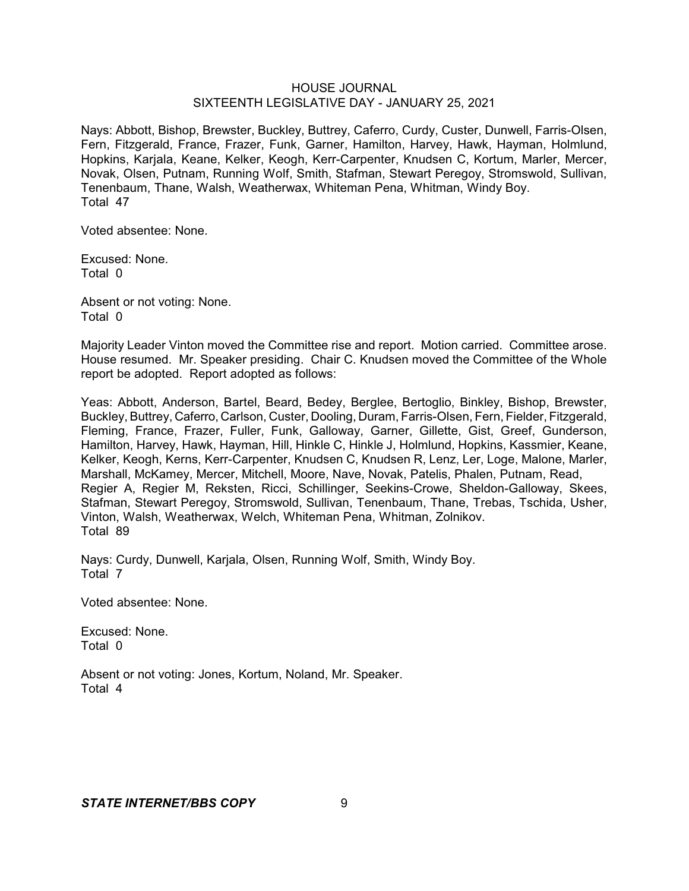Nays: Abbott, Bishop, Brewster, Buckley, Buttrey, Caferro, Curdy, Custer, Dunwell, Farris-Olsen, Fern, Fitzgerald, France, Frazer, Funk, Garner, Hamilton, Harvey, Hawk, Hayman, Holmlund, Hopkins, Karjala, Keane, Kelker, Keogh, Kerr-Carpenter, Knudsen C, Kortum, Marler, Mercer, Novak, Olsen, Putnam, Running Wolf, Smith, Stafman, Stewart Peregoy, Stromswold, Sullivan, Tenenbaum, Thane, Walsh, Weatherwax, Whiteman Pena, Whitman, Windy Boy.
Total 47

Voted absentee: None.

Excused: None.
Total 0

Absent or not voting: None.
Total 0

Majority Leader Vinton moved the Committee rise and report. Motion carried. Committee arose. House resumed. Mr. Speaker presiding. Chair C. Knudsen moved the Committee of the Whole report be adopted. Report adopted as follows:

Yeas: Abbott, Anderson, Bartel, Beard, Bedey, Berglee, Bertoglio, Binkley, Bishop, Brewster, Buckley, Buttrey, Caferro, Carlson, Custer, Dooling, Duram, Farris-Olsen, Fern, Fielder, Fitzgerald, Fleming, France, Frazer, Fuller, Funk, Galloway, Garner, Gillette, Gist, Greef, Gunderson, Hamilton, Harvey, Hawk, Hayman, Hill, Hinkle C, Hinkle J, Holmlund, Hopkins, Kassmier, Keane, Kelker, Keogh, Kerns, Kerr-Carpenter, Knudsen C, Knudsen R, Lenz, Ler, Loge, Malone, Marler, Marshall, McKamey, Mercer, Mitchell, Moore, Nave, Novak, Patelis, Phalen, Putnam, Read, Regier A, Regier M, Reksten, Ricci, Schillinger, Seekins-Crowe, Sheldon-Galloway, Skees, Stafman, Stewart Peregoy, Stromswold, Sullivan, Tenenbaum, Thane, Trebas, Tschida, Usher, Vinton, Walsh, Weatherwax, Welch, Whiteman Pena, Whitman, Zolnikov.
Total 89

Nays: Curdy, Dunwell, Karjala, Olsen, Running Wolf, Smith, Windy Boy.
Total 7

Voted absentee: None.

Excused: None.
Total 0

Absent or not voting: Jones, Kortum, Noland, Mr. Speaker.
Total 4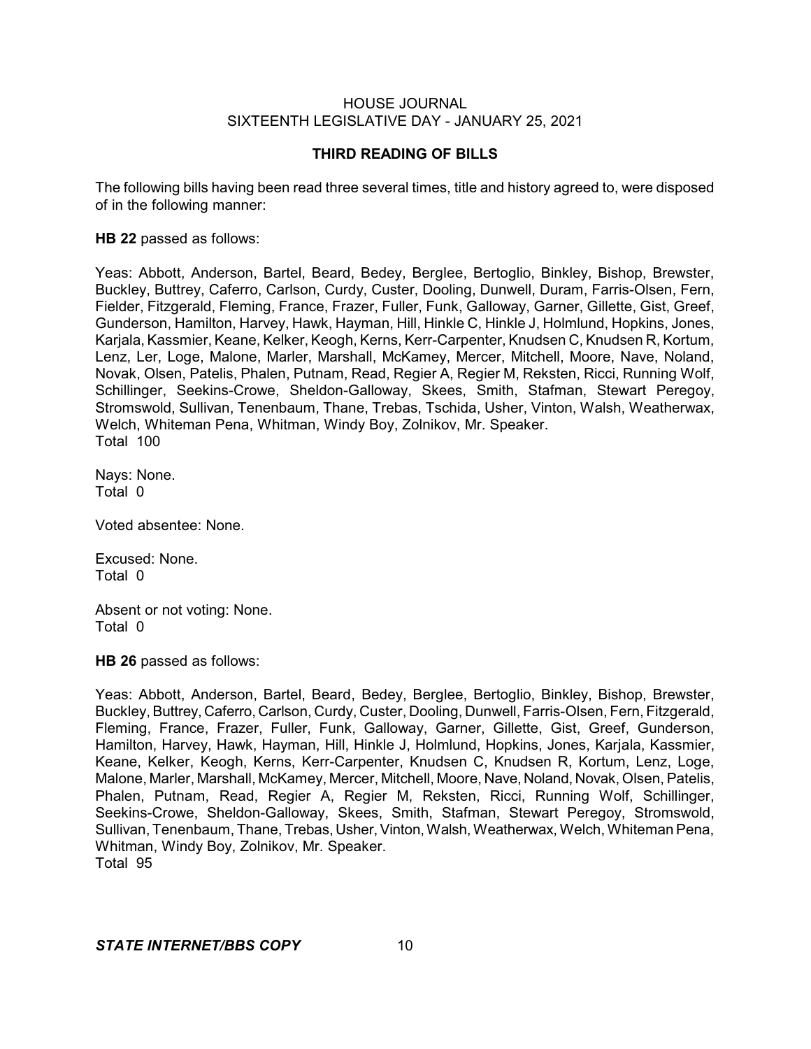## THIRD READING OF BILLS

The following bills having been read three several times, title and history agreed to, were disposed of in the following manner:

**HB 22** passed as follows:

Yeas: Abbott, Anderson, Bartel, Beard, Bedey, Berglee, Bertoglio, Binkley, Bishop, Brewster, Buckley, Buttrey, Caferro, Carlson, Curdy, Custer, Dooling, Dunwell, Duram, Farris-Olsen, Fern, Fielder, Fitzgerald, Fleming, France, Frazer, Fuller, Funk, Galloway, Garner, Gillette, Gist, Greef, Gunderson, Hamilton, Harvey, Hawk, Hayman, Hill, Hinkle C, Hinkle J, Holmlund, Hopkins, Jones, Karjala, Kassmier, Keane, Kelker, Keogh, Kerns, Kerr-Carpenter, Knudsen C, Knudsen R, Kortum, Lenz, Ler, Loge, Malone, Marler, Marshall, McKamey, Mercer, Mitchell, Moore, Nave, Noland, Novak, Olsen, Patelis, Phalen, Putnam, Read, Regier A, Regier M, Reksten, Ricci, Running Wolf, Schillinger, Seekins-Crowe, Sheldon-Galloway, Skees, Smith, Stafman, Stewart Peregoy, Stromswold, Sullivan, Tenenbaum, Thane, Trebas, Tschida, Usher, Vinton, Walsh, Weatherwax, Welch, Whiteman Pena, Whitman, Windy Boy, Zolnikov, Mr. Speaker.
Total 100

Nays: None.
Total 0

Voted absentee: None.

Excused: None.
Total 0

Absent or not voting: None.
Total 0

**HB 26** passed as follows:

Yeas: Abbott, Anderson, Bartel, Beard, Bedey, Berglee, Bertoglio, Binkley, Bishop, Brewster, Buckley, Buttrey, Caferro, Carlson, Curdy, Custer, Dooling, Dunwell, Farris-Olsen, Fern, Fitzgerald, Fleming, France, Frazer, Fuller, Funk, Galloway, Garner, Gillette, Gist, Greef, Gunderson, Hamilton, Harvey, Hawk, Hayman, Hill, Hinkle J, Holmlund, Hopkins, Jones, Karjala, Kassmier, Keane, Kelker, Keogh, Kerns, Kerr-Carpenter, Knudsen C, Knudsen R, Kortum, Lenz, Loge, Malone, Marler, Marshall, McKamey, Mercer, Mitchell, Moore, Nave, Noland, Novak, Olsen, Patelis, Phalen, Putnam, Read, Regier A, Regier M, Reksten, Ricci, Running Wolf, Schillinger, Seekins-Crowe, Sheldon-Galloway, Skees, Smith, Stafman, Stewart Peregoy, Stromswold, Sullivan, Tenenbaum, Thane, Trebas, Usher, Vinton, Walsh, Weatherwax, Welch, Whiteman Pena, Whitman, Windy Boy, Zolnikov, Mr. Speaker.
Total 95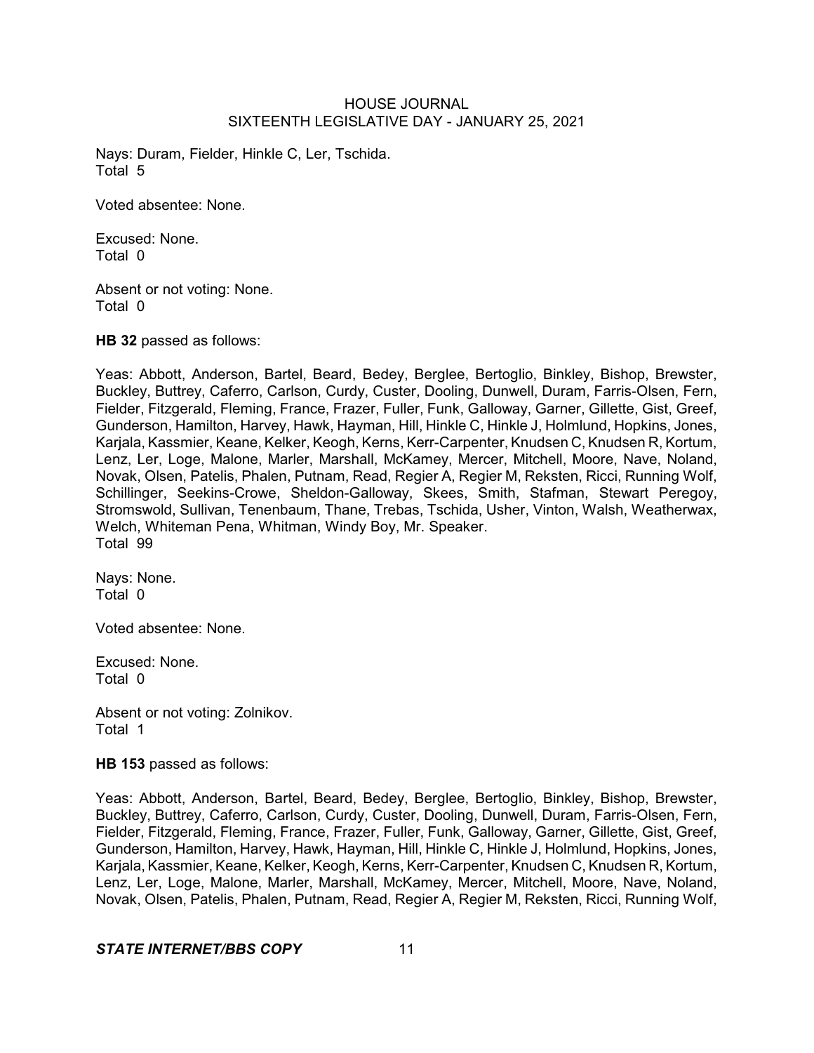Nays: Duram, Fielder, Hinkle C, Ler, Tschida.
Total 5

Voted absentee: None.

Excused: None.
Total 0

Absent or not voting: None.
Total 0

**HB 32** passed as follows:

Yeas: Abbott, Anderson, Bartel, Beard, Bedey, Berglee, Bertoglio, Binkley, Bishop, Brewster, Buckley, Buttrey, Caferro, Carlson, Curdy, Custer, Dooling, Dunwell, Duram, Farris-Olsen, Fern, Fielder, Fitzgerald, Fleming, France, Frazer, Fuller, Funk, Galloway, Garner, Gillette, Gist, Greef, Gunderson, Hamilton, Harvey, Hawk, Hayman, Hill, Hinkle C, Hinkle J, Holmlund, Hopkins, Jones, Karjala, Kassmier, Keane, Kelker, Keogh, Kerns, Kerr-Carpenter, Knudsen C, Knudsen R, Kortum, Lenz, Ler, Loge, Malone, Marler, Marshall, McKamey, Mercer, Mitchell, Moore, Nave, Noland, Novak, Olsen, Patelis, Phalen, Putnam, Read, Regier A, Regier M, Reksten, Ricci, Running Wolf, Schillinger, Seekins-Crowe, Sheldon-Galloway, Skees, Smith, Stafman, Stewart Peregoy, Stromswold, Sullivan, Tenenbaum, Thane, Trebas, Tschida, Usher, Vinton, Walsh, Weatherwax, Welch, Whiteman Pena, Whitman, Windy Boy, Mr. Speaker.
Total 99

Nays: None.
Total 0

Voted absentee: None.

Excused: None.
Total 0

Absent or not voting: Zolnikov.
Total 1

**HB 153** passed as follows:

Yeas: Abbott, Anderson, Bartel, Beard, Bedey, Berglee, Bertoglio, Binkley, Bishop, Brewster, Buckley, Buttrey, Caferro, Carlson, Curdy, Custer, Dooling, Dunwell, Duram, Farris-Olsen, Fern, Fielder, Fitzgerald, Fleming, France, Frazer, Fuller, Funk, Galloway, Garner, Gillette, Gist, Greef, Gunderson, Hamilton, Harvey, Hawk, Hayman, Hill, Hinkle C, Hinkle J, Holmlund, Hopkins, Jones, Karjala, Kassmier, Keane, Kelker, Keogh, Kerns, Kerr-Carpenter, Knudsen C, Knudsen R, Kortum, Lenz, Ler, Loge, Malone, Marler, Marshall, McKamey, Mercer, Mitchell, Moore, Nave, Noland, Novak, Olsen, Patelis, Phalen, Putnam, Read, Regier A, Regier M, Reksten, Ricci, Running Wolf,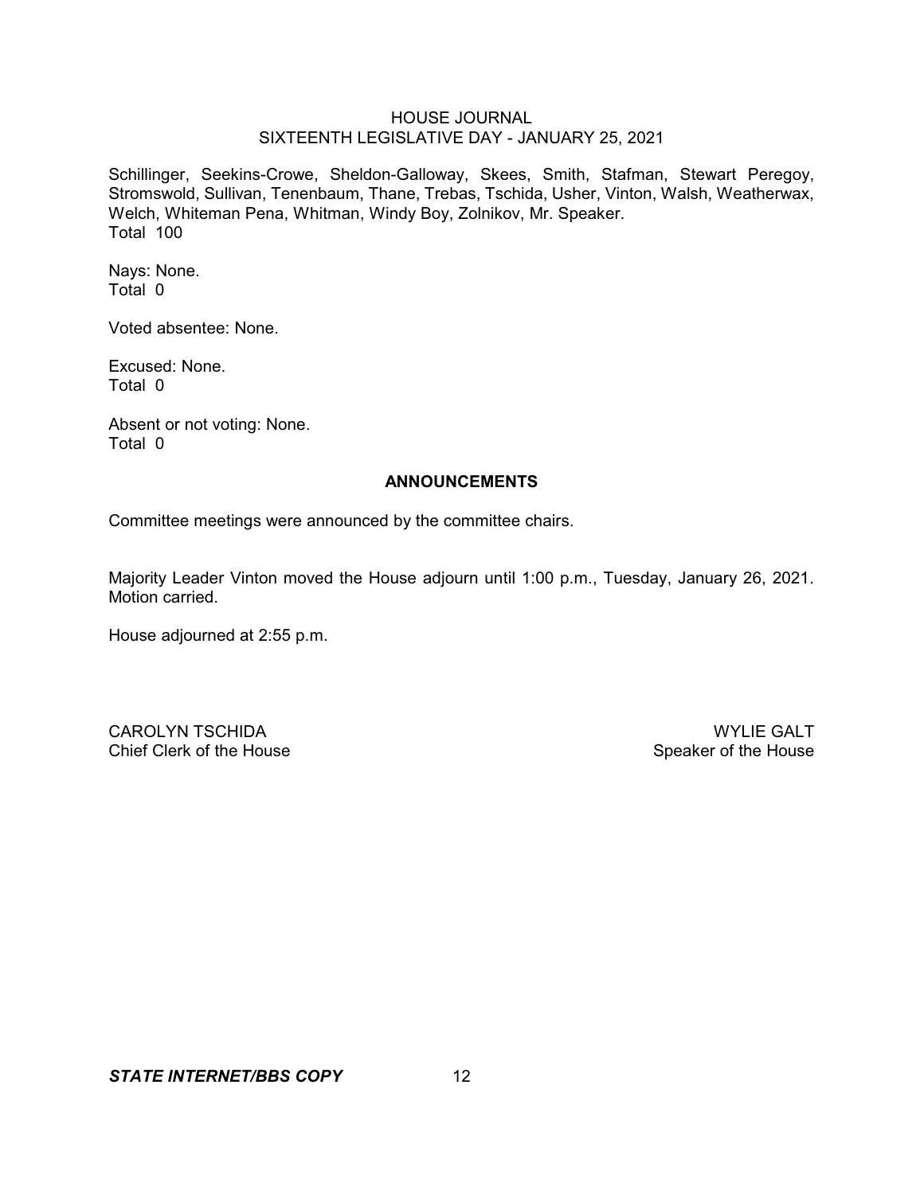Schillinger, Seekins-Crowe, Sheldon-Galloway, Skees, Smith, Stafman, Stewart Peregoy, Stromswold, Sullivan, Tenenbaum, Thane, Trebas, Tschida, Usher, Vinton, Walsh, Weatherwax, Welch, Whiteman Pena, Whitman, Windy Boy, Zolnikov, Mr. Speaker.
Total 100

Nays: None.
Total 0

Voted absentee: None.

Excused: None.
Total 0

Absent or not voting: None.
Total 0

## ANNOUNCEMENTS

Committee meetings were announced by the committee chairs.

Majority Leader Vinton moved the House adjourn until 1:00 p.m., Tuesday, January 26, 2021. Motion carried.

House adjourned at 2:55 p.m.

CAROLYN TSCHIDA
Chief Clerk of the House

WYLIE GALT
Speaker of the House